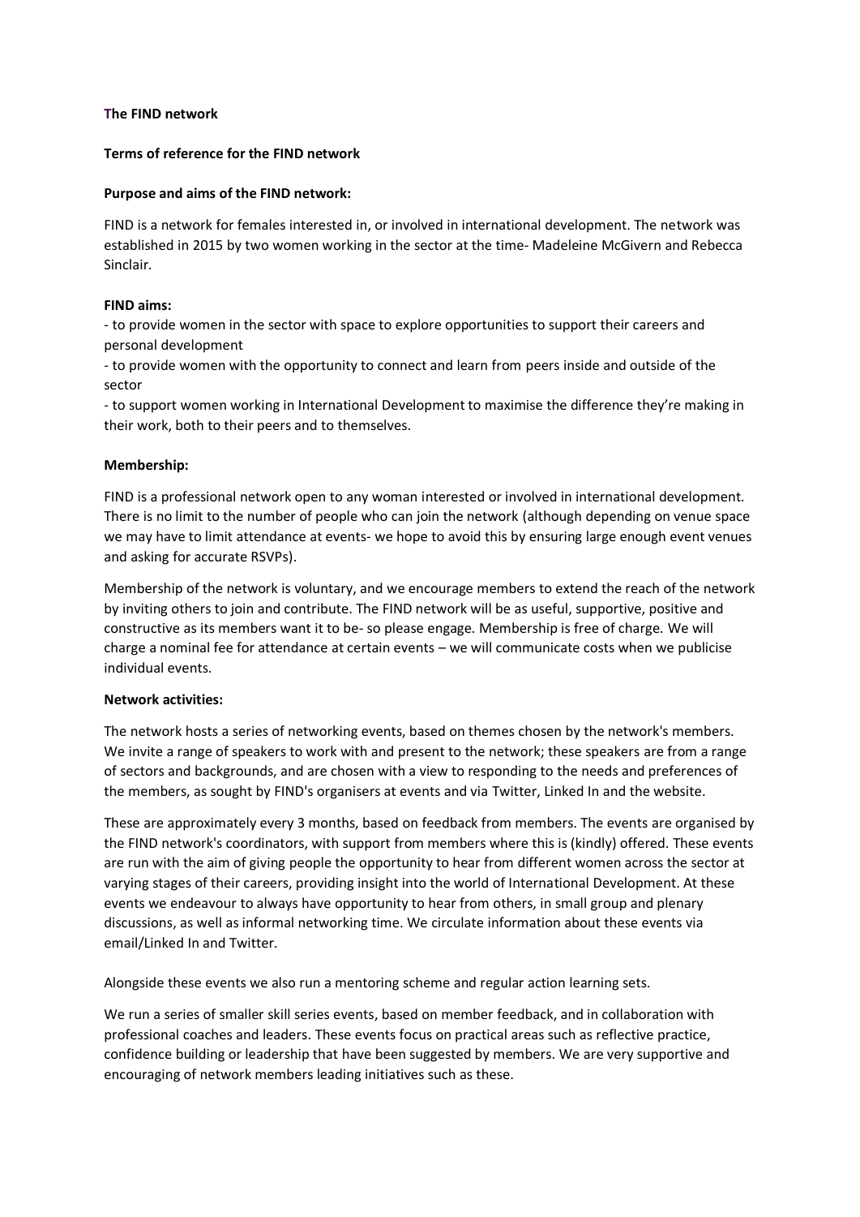**The FIND network**

**Terms of reference for the FIND network**

**Purpose and aims of the FIND network:**

FIND is a network for females interested in, or involved in international development. The network was established in 2015 by two women working in the sector at the time- Madeleine McGivern and Rebecca Sinclair.

**FIND aims:**

- to provide women in the sector with space to explore opportunities to support their careers and personal development
- to provide women with the opportunity to connect and learn from peers inside and outside of the sector
- to support women working in International Development to maximise the difference they're making in their work, both to their peers and to themselves.

**Membership:**

FIND is a professional network open to any woman interested or involved in international development. There is no limit to the number of people who can join the network (although depending on venue space we may have to limit attendance at events- we hope to avoid this by ensuring large enough event venues and asking for accurate RSVPs).

Membership of the network is voluntary, and we encourage members to extend the reach of the network by inviting others to join and contribute. The FIND network will be as useful, supportive, positive and constructive as its members want it to be- so please engage. Membership is free of charge. We will charge a nominal fee for attendance at certain events – we will communicate costs when we publicise individual events.

**Network activities:**

The network hosts a series of networking events, based on themes chosen by the network's members. We invite a range of speakers to work with and present to the network; these speakers are from a range of sectors and backgrounds, and are chosen with a view to responding to the needs and preferences of the members, as sought by FIND's organisers at events and via Twitter, Linked In and the website.

These are approximately every 3 months, based on feedback from members. The events are organised by the FIND network's coordinators, with support from members where this is (kindly) offered. These events are run with the aim of giving people the opportunity to hear from different women across the sector at varying stages of their careers, providing insight into the world of International Development. At these events we endeavour to always have opportunity to hear from others, in small group and plenary discussions, as well as informal networking time. We circulate information about these events via email/Linked In and Twitter.

Alongside these events we also run a mentoring scheme and regular action learning sets.

We run a series of smaller skill series events, based on member feedback, and in collaboration with professional coaches and leaders. These events focus on practical areas such as reflective practice, confidence building or leadership that have been suggested by members. We are very supportive and encouraging of network members leading initiatives such as these.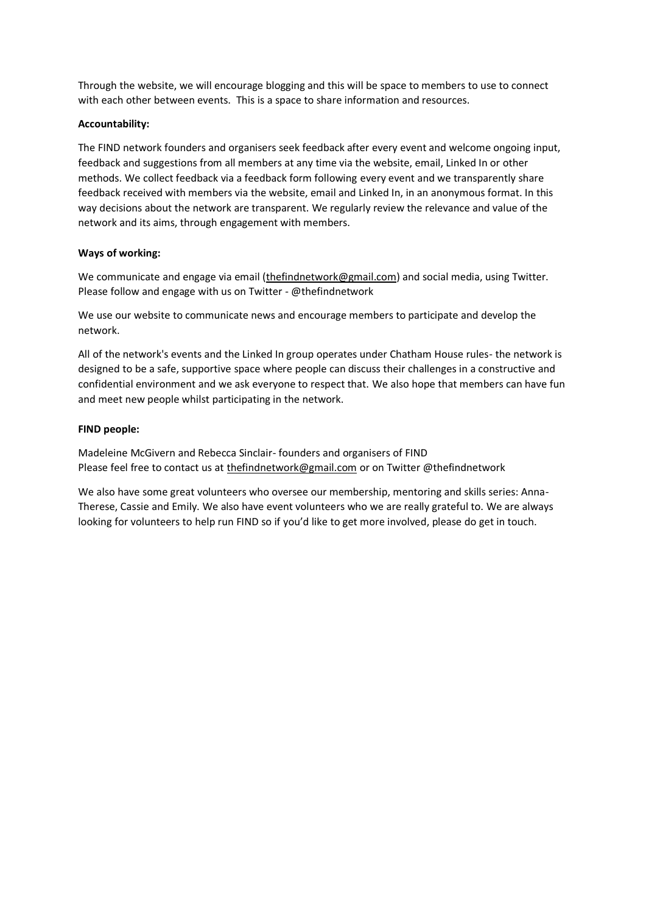Through the website, we will encourage blogging and this will be space to members to use to connect with each other between events. This is a space to share information and resources.

**Accountability:**

The FIND network founders and organisers seek feedback after every event and welcome ongoing input, feedback and suggestions from all members at any time via the website, email, Linked In or other methods. We collect feedback via a feedback form following every event and we transparently share feedback received with members via the website, email and Linked In, in an anonymous format. In this way decisions about the network are transparent. We regularly review the relevance and value of the network and its aims, through engagement with members.

**Ways of working:**

We communicate and engage via email (thefindnetwork@gmail.com) and social media, using Twitter. Please follow and engage with us on Twitter - @thefindnetwork

We use our website to communicate news and encourage members to participate and develop the network.

All of the network's events and the Linked In group operates under Chatham House rules- the network is designed to be a safe, supportive space where people can discuss their challenges in a constructive and confidential environment and we ask everyone to respect that. We also hope that members can have fun and meet new people whilst participating in the network.

**FIND people:**

Madeleine McGivern and Rebecca Sinclair- founders and organisers of FIND
Please feel free to contact us at thefindnetwork@gmail.com or on Twitter @thefindnetwork

We also have some great volunteers who oversee our membership, mentoring and skills series: Anna-Therese, Cassie and Emily. We also have event volunteers who we are really grateful to. We are always looking for volunteers to help run FIND so if you'd like to get more involved, please do get in touch.